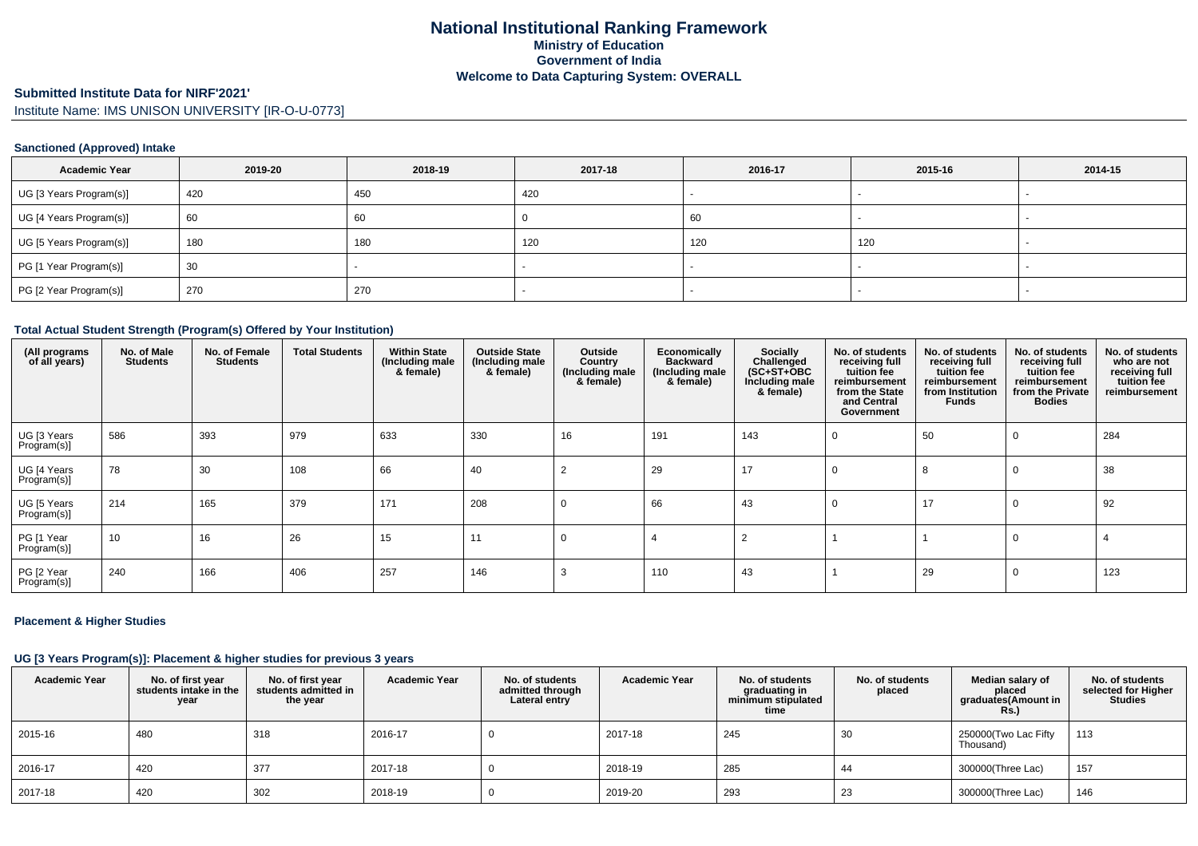# National Institutional Ranking Framework
## Ministry of Education
## Government of India
## Welcome to Data Capturing System: OVERALL

**Submitted Institute Data for NIRF'2021'**

Institute Name: IMS UNISON UNIVERSITY [IR-O-U-0773]

### Sanctioned (Approved) Intake

| Academic Year | 2019-20 | 2018-19 | 2017-18 | 2016-17 | 2015-16 | 2014-15 |
|---|---|---|---|---|---|---|
| UG [3 Years Program(s)] | 420 | 450 | 420 | - | - | - |
| UG [4 Years Program(s)] | 60 | 60 | 0 | 60 | - | - |
| UG [5 Years Program(s)] | 180 | 180 | 120 | 120 | 120 | - |
| PG [1 Year Program(s)] | 30 | - | - | - | - | - |
| PG [2 Year Program(s)] | 270 | 270 | - | - | - | - |

### Total Actual Student Strength (Program(s) Offered by Your Institution)

| (All programs of all years) | No. of Male Students | No. of Female Students | Total Students | Within State (Including male & female) | Outside State (Including male & female) | Outside Country (Including male & female) | Economically Backward (Including male & female) | Socially Challenged (SC+ST+OBC Including male & female) | No. of students receiving full tuition fee reimbursement from the State and Central Government | No. of students receiving full tuition fee reimbursement from Institution Funds | No. of students receiving full tuition fee reimbursement from the Private Bodies | No. of students who are not receiving full tuition fee reimbursement |
|---|---|---|---|---|---|---|---|---|---|---|---|---|
| UG [3 Years Program(s)] | 586 | 393 | 979 | 633 | 330 | 16 | 191 | 143 | 0 | 50 | 0 | 284 |
| UG [4 Years Program(s)] | 78 | 30 | 108 | 66 | 40 | 2 | 29 | 17 | 0 | 8 | 0 | 38 |
| UG [5 Years Program(s)] | 214 | 165 | 379 | 171 | 208 | 0 | 66 | 43 | 0 | 17 | 0 | 92 |
| PG [1 Year Program(s)] | 10 | 16 | 26 | 15 | 11 | 0 | 4 | 2 | 1 | 1 | 0 | 4 |
| PG [2 Year Program(s)] | 240 | 166 | 406 | 257 | 146 | 3 | 110 | 43 | 1 | 29 | 0 | 123 |

### Placement & Higher Studies

#### UG [3 Years Program(s)]: Placement & higher studies for previous 3 years

| Academic Year | No. of first year students intake in the year | No. of first year students admitted in the year | Academic Year | No. of students admitted through Lateral entry | Academic Year | No. of students graduating in minimum stipulated time | No. of students placed | Median salary of placed graduates(Amount in Rs.) | No. of students selected for Higher Studies |
|---|---|---|---|---|---|---|---|---|---|
| 2015-16 | 480 | 318 | 2016-17 | 0 | 2017-18 | 245 | 30 | 250000(Two Lac Fifty Thousand) | 113 |
| 2016-17 | 420 | 377 | 2017-18 | 0 | 2018-19 | 285 | 44 | 300000(Three Lac) | 157 |
| 2017-18 | 420 | 302 | 2018-19 | 0 | 2019-20 | 293 | 23 | 300000(Three Lac) | 146 |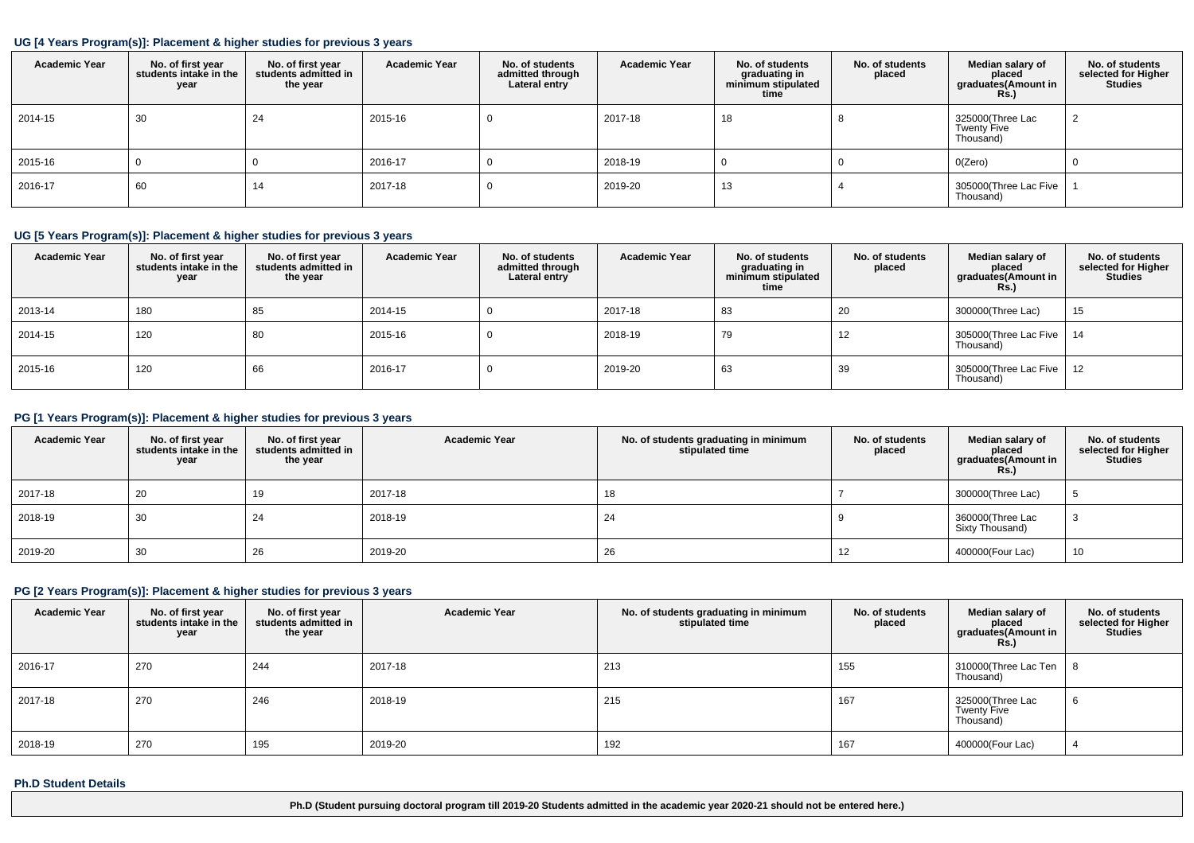### UG [4 Years Program(s)]: Placement & higher studies for previous 3 years

| Academic Year | No. of first year students intake in the year | No. of first year students admitted in the year | Academic Year | No. of students admitted through Lateral entry | Academic Year | No. of students graduating in minimum stipulated time | No. of students placed | Median salary of placed graduates(Amount in Rs.) | No. of students selected for Higher Studies |
|---|---|---|---|---|---|---|---|---|---|
| 2014-15 | 30 | 24 | 2015-16 | 0 | 2017-18 | 18 | 8 | 325000(Three Lac Twenty Five Thousand) | 2 |
| 2015-16 | 0 | 0 | 2016-17 | 0 | 2018-19 | 0 | 0 | 0(Zero) | 0 |
| 2016-17 | 60 | 14 | 2017-18 | 0 | 2019-20 | 13 | 4 | 305000(Three Lac Five Thousand) | 1 |

### UG [5 Years Program(s)]: Placement & higher studies for previous 3 years

| Academic Year | No. of first year students intake in the year | No. of first year students admitted in the year | Academic Year | No. of students admitted through Lateral entry | Academic Year | No. of students graduating in minimum stipulated time | No. of students placed | Median salary of placed graduates(Amount in Rs.) | No. of students selected for Higher Studies |
|---|---|---|---|---|---|---|---|---|---|
| 2013-14 | 180 | 85 | 2014-15 | 0 | 2017-18 | 83 | 20 | 300000(Three Lac) | 15 |
| 2014-15 | 120 | 80 | 2015-16 | 0 | 2018-19 | 79 | 12 | 305000(Three Lac Five Thousand) | 14 |
| 2015-16 | 120 | 66 | 2016-17 | 0 | 2019-20 | 63 | 39 | 305000(Three Lac Five Thousand) | 12 |

### PG [1 Years Program(s)]: Placement & higher studies for previous 3 years

| Academic Year | No. of first year students intake in the year | No. of first year students admitted in the year | Academic Year | No. of students graduating in minimum stipulated time | No. of students placed | Median salary of placed graduates(Amount in Rs.) | No. of students selected for Higher Studies |
|---|---|---|---|---|---|---|---|
| 2017-18 | 20 | 19 | 2017-18 | 18 | 7 | 300000(Three Lac) | 5 |
| 2018-19 | 30 | 24 | 2018-19 | 24 | 9 | 360000(Three Lac Sixty Thousand) | 3 |
| 2019-20 | 30 | 26 | 2019-20 | 26 | 12 | 400000(Four Lac) | 10 |

### PG [2 Years Program(s)]: Placement & higher studies for previous 3 years

| Academic Year | No. of first year students intake in the year | No. of first year students admitted in the year | Academic Year | No. of students graduating in minimum stipulated time | No. of students placed | Median salary of placed graduates(Amount in Rs.) | No. of students selected for Higher Studies |
|---|---|---|---|---|---|---|---|
| 2016-17 | 270 | 244 | 2017-18 | 213 | 155 | 310000(Three Lac Ten Thousand) | 8 |
| 2017-18 | 270 | 246 | 2018-19 | 215 | 167 | 325000(Three Lac Twenty Five Thousand) | 6 |
| 2018-19 | 270 | 195 | 2019-20 | 192 | 167 | 400000(Four Lac) | 4 |

### Ph.D Student Details

| Ph.D (Student pursuing doctoral program till 2019-20 Students admitted in the academic year 2020-21 should not be entered here.) |
|---|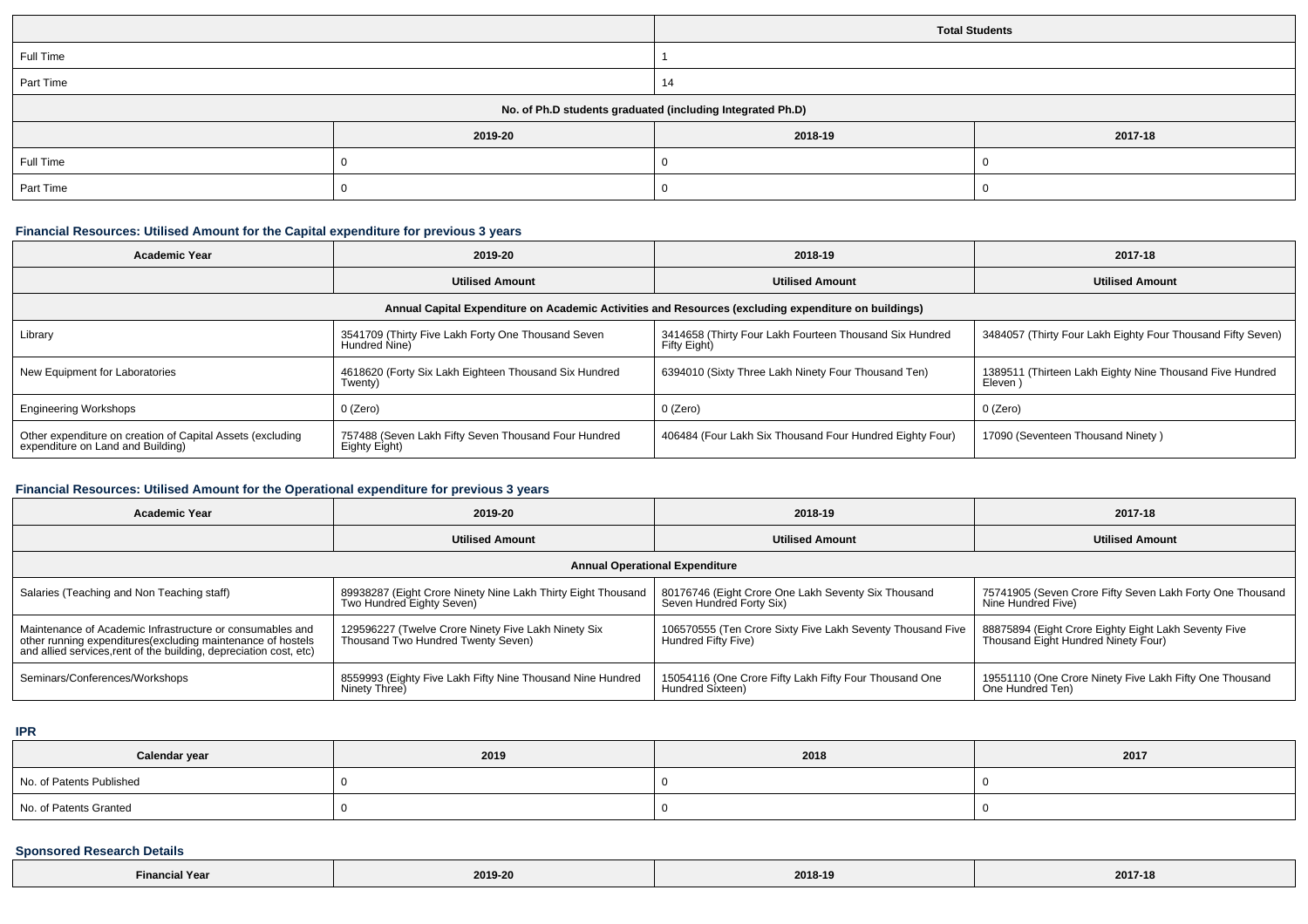| | Total Students |
|---|---|
| Full Time | 1 |
| Part Time | 14 |

| No. of Ph.D students graduated (including Integrated Ph.D) | | | |
|---|---|---|---|
| | 2019-20 | 2018-19 | 2017-18 |
| Full Time | 0 | 0 | 0 |
| Part Time | 0 | 0 | 0 |

### Financial Resources: Utilised Amount for the Capital expenditure for previous 3 years

| Academic Year | 2019-20 | 2018-19 | 2017-18 |
|---|---|---|---|
| | Utilised Amount | Utilised Amount | Utilised Amount |
| Annual Capital Expenditure on Academic Activities and Resources (excluding expenditure on buildings) | | | |
| Library | 3541709 (Thirty Five Lakh Forty One Thousand Seven Hundred Nine) | 3414658 (Thirty Four Lakh Fourteen Thousand Six Hundred Fifty Eight) | 3484057 (Thirty Four Lakh Eighty Four Thousand Fifty Seven) |
| New Equipment for Laboratories | 4618620 (Forty Six Lakh Eighteen Thousand Six Hundred Twenty) | 6394010 (Sixty Three Lakh Ninety Four Thousand Ten) | 1389511 (Thirteen Lakh Eighty Nine Thousand Five Hundred Eleven ) |
| Engineering Workshops | 0 (Zero) | 0 (Zero) | 0 (Zero) |
| Other expenditure on creation of Capital Assets (excluding expenditure on Land and Building) | 757488 (Seven Lakh Fifty Seven Thousand Four Hundred Eighty Eight) | 406484 (Four Lakh Six Thousand Four Hundred Eighty Four) | 17090 (Seventeen Thousand Ninety ) |

### Financial Resources: Utilised Amount for the Operational expenditure for previous 3 years

| Academic Year | 2019-20 | 2018-19 | 2017-18 |
|---|---|---|---|
| | Utilised Amount | Utilised Amount | Utilised Amount |
| Annual Operational Expenditure | | | |
| Salaries (Teaching and Non Teaching staff) | 89938287 (Eight Crore Ninety Nine Lakh Thirty Eight Thousand Two Hundred Eighty Seven) | 80176746 (Eight Crore One Lakh Seventy Six Thousand Seven Hundred Forty Six) | 75741905 (Seven Crore Fifty Seven Lakh Forty One Thousand Nine Hundred Five) |
| Maintenance of Academic Infrastructure or consumables and other running expenditures(excluding maintenance of hostels and allied services,rent of the building, depreciation cost, etc) | 129596227 (Twelve Crore Ninety Five Lakh Ninety Six Thousand Two Hundred Twenty Seven) | 106570555 (Ten Crore Sixty Five Lakh Seventy Thousand Five Hundred Fifty Five) | 88875894 (Eight Crore Eighty Eight Lakh Seventy Five Thousand Eight Hundred Ninety Four) |
| Seminars/Conferences/Workshops | 8559993 (Eighty Five Lakh Fifty Nine Thousand Nine Hundred Ninety Three) | 15054116 (One Crore Fifty Lakh Fifty Four Thousand One Hundred Sixteen) | 19551110 (One Crore Ninety Five Lakh Fifty One Thousand One Hundred Ten) |

### IPR

| Calendar year | 2019 | 2018 | 2017 |
|---|---|---|---|
| No. of Patents Published | 0 | 0 | 0 |
| No. of Patents Granted | 0 | 0 | 0 |

### Sponsored Research Details

| Financial Year | 2019-20 | 2018-19 | 2017-18 |
|---|---|---|---|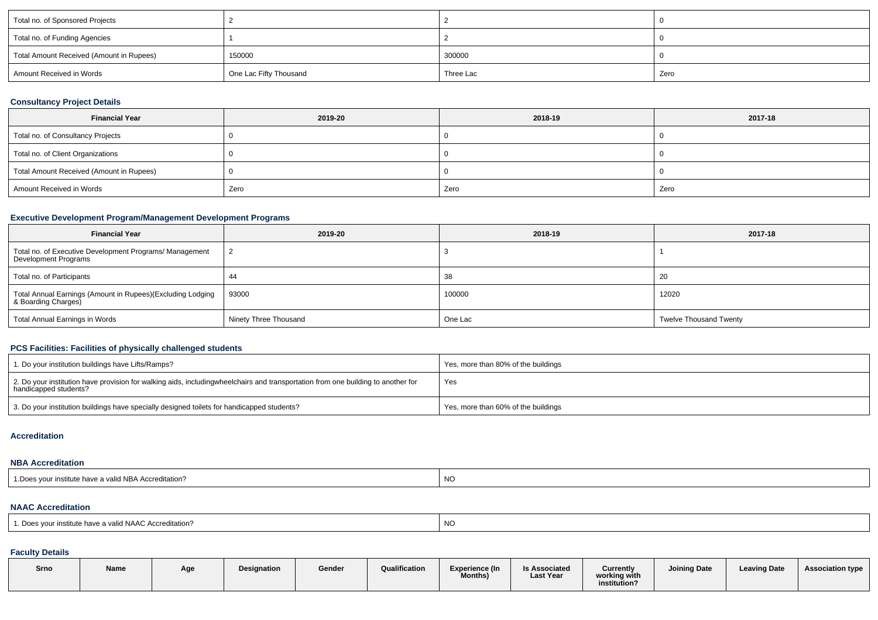| Total no. of Sponsored Projects | 2 | 2 | 0 |
|---|---|---|---|
| Total no. of Funding Agencies | 1 | 2 | 0 |
| Total Amount Received (Amount in Rupees) | 150000 | 300000 | 0 |
| Amount Received in Words | One Lac Fifty Thousand | Three Lac | Zero |

### Consultancy Project Details

| Financial Year | 2019-20 | 2018-19 | 2017-18 |
|---|---|---|---|
| Total no. of Consultancy Projects | 0 | 0 | 0 |
| Total no. of Client Organizations | 0 | 0 | 0 |
| Total Amount Received (Amount in Rupees) | 0 | 0 | 0 |
| Amount Received in Words | Zero | Zero | Zero |

### Executive Development Program/Management Development Programs

| Financial Year | 2019-20 | 2018-19 | 2017-18 |
|---|---|---|---|
| Total no. of Executive Development Programs/ Management Development Programs | 2 | 3 | 1 |
| Total no. of Participants | 44 | 38 | 20 |
| Total Annual Earnings (Amount in Rupees)(Excluding Lodging & Boarding Charges) | 93000 | 100000 | 12020 |
| Total Annual Earnings in Words | Ninety Three Thousand | One Lac | Twelve Thousand Twenty |

### PCS Facilities: Facilities of physically challenged students

| | |
|---|---|
| 1. Do your institution buildings have Lifts/Ramps? | Yes, more than 80% of the buildings |
| 2. Do your institution have provision for walking aids, includingwheelchairs and transportation from one building to another for handicapped students? | Yes |
| 3. Do your institution buildings have specially designed toilets for handicapped students? | Yes, more than 60% of the buildings |

### Accreditation

#### NBA Accreditation

| | |
|---|---|
| 1.Does your institute have a valid NBA Accreditation? | NO |

#### NAAC Accreditation

| | |
|---|---|
| 1. Does your institute have a valid NAAC Accreditation? | NO |

### Faculty Details

| Srno | Name | Age | Designation | Gender | Qualification | Experience (In Months) | Is Associated Last Year | Currently working with institution? | Joining Date | Leaving Date | Association type |
|---|---|---|---|---|---|---|---|---|---|---|---|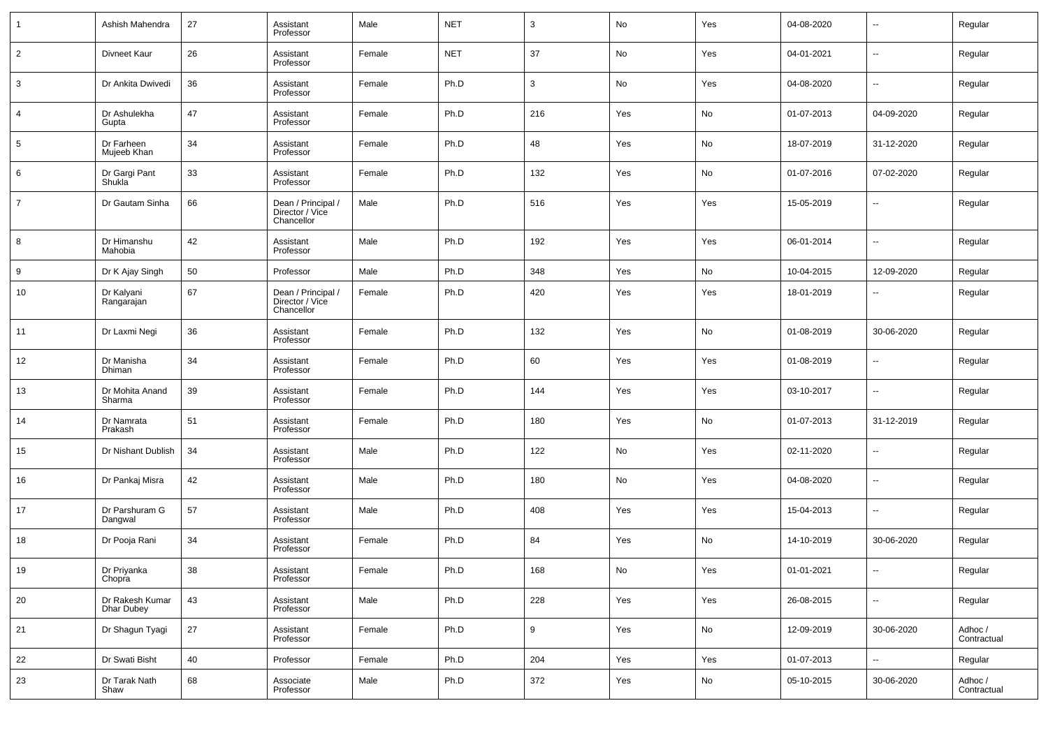| 1 | Ashish Mahendra | 27 | Assistant Professor | Male | NET | 3 | No | Yes | 04-08-2020 | -- | Regular |
|---|---|---|---|---|---|---|---|---|---|---|---|
| 2 | Divneet Kaur | 26 | Assistant Professor | Female | NET | 37 | No | Yes | 04-01-2021 | -- | Regular |
| 3 | Dr Ankita Dwivedi | 36 | Assistant Professor | Female | Ph.D | 3 | No | Yes | 04-08-2020 | -- | Regular |
| 4 | Dr Ashulekha Gupta | 47 | Assistant Professor | Female | Ph.D | 216 | Yes | No | 01-07-2013 | 04-09-2020 | Regular |
| 5 | Dr Farheen Mujeeb Khan | 34 | Assistant Professor | Female | Ph.D | 48 | Yes | No | 18-07-2019 | 31-12-2020 | Regular |
| 6 | Dr Gargi Pant Shukla | 33 | Assistant Professor | Female | Ph.D | 132 | Yes | No | 01-07-2016 | 07-02-2020 | Regular |
| 7 | Dr Gautam Sinha | 66 | Dean / Principal / Director / Vice Chancellor | Male | Ph.D | 516 | Yes | Yes | 15-05-2019 | -- | Regular |
| 8 | Dr Himanshu Mahobia | 42 | Assistant Professor | Male | Ph.D | 192 | Yes | Yes | 06-01-2014 | -- | Regular |
| 9 | Dr K Ajay Singh | 50 | Professor | Male | Ph.D | 348 | Yes | No | 10-04-2015 | 12-09-2020 | Regular |
| 10 | Dr Kalyani Rangarajan | 67 | Dean / Principal / Director / Vice Chancellor | Female | Ph.D | 420 | Yes | Yes | 18-01-2019 | -- | Regular |
| 11 | Dr Laxmi Negi | 36 | Assistant Professor | Female | Ph.D | 132 | Yes | No | 01-08-2019 | 30-06-2020 | Regular |
| 12 | Dr Manisha Dhiman | 34 | Assistant Professor | Female | Ph.D | 60 | Yes | Yes | 01-08-2019 | -- | Regular |
| 13 | Dr Mohita Anand Sharma | 39 | Assistant Professor | Female | Ph.D | 144 | Yes | Yes | 03-10-2017 | -- | Regular |
| 14 | Dr Namrata Prakash | 51 | Assistant Professor | Female | Ph.D | 180 | Yes | No | 01-07-2013 | 31-12-2019 | Regular |
| 15 | Dr Nishant Dublish | 34 | Assistant Professor | Male | Ph.D | 122 | No | Yes | 02-11-2020 | -- | Regular |
| 16 | Dr Pankaj Misra | 42 | Assistant Professor | Male | Ph.D | 180 | No | Yes | 04-08-2020 | -- | Regular |
| 17 | Dr Parshuram G Dangwal | 57 | Assistant Professor | Male | Ph.D | 408 | Yes | Yes | 15-04-2013 | -- | Regular |
| 18 | Dr Pooja Rani | 34 | Assistant Professor | Female | Ph.D | 84 | Yes | No | 14-10-2019 | 30-06-2020 | Regular |
| 19 | Dr Priyanka Chopra | 38 | Assistant Professor | Female | Ph.D | 168 | No | Yes | 01-01-2021 | -- | Regular |
| 20 | Dr Rakesh Kumar Dhar Dubey | 43 | Assistant Professor | Male | Ph.D | 228 | Yes | Yes | 26-08-2015 | -- | Regular |
| 21 | Dr Shagun Tyagi | 27 | Assistant Professor | Female | Ph.D | 9 | Yes | No | 12-09-2019 | 30-06-2020 | Adhoc / Contractual |
| 22 | Dr Swati Bisht | 40 | Professor | Female | Ph.D | 204 | Yes | Yes | 01-07-2013 | -- | Regular |
| 23 | Dr Tarak Nath Shaw | 68 | Associate Professor | Male | Ph.D | 372 | Yes | No | 05-10-2015 | 30-06-2020 | Adhoc / Contractual |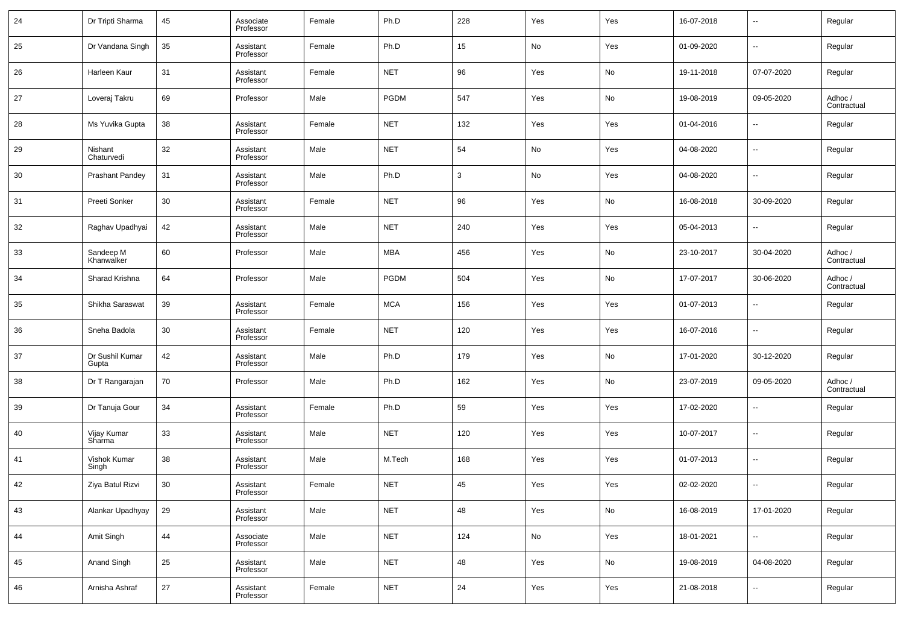| 24 | Dr Tripti Sharma | 45 | Associate Professor | Female | Ph.D | 228 | Yes | Yes | 16-07-2018 | -- | Regular |
|---|---|---|---|---|---|---|---|---|---|---|---|
| 25 | Dr Vandana Singh | 35 | Assistant Professor | Female | Ph.D | 15 | No | Yes | 01-09-2020 | -- | Regular |
| 26 | Harleen Kaur | 31 | Assistant Professor | Female | NET | 96 | Yes | No | 19-11-2018 | 07-07-2020 | Regular |
| 27 | Loveraj Takru | 69 | Professor | Male | PGDM | 547 | Yes | No | 19-08-2019 | 09-05-2020 | Adhoc / Contractual |
| 28 | Ms Yuvika Gupta | 38 | Assistant Professor | Female | NET | 132 | Yes | Yes | 01-04-2016 | -- | Regular |
| 29 | Nishant Chaturvedi | 32 | Assistant Professor | Male | NET | 54 | No | Yes | 04-08-2020 | -- | Regular |
| 30 | Prashant Pandey | 31 | Assistant Professor | Male | Ph.D | 3 | No | Yes | 04-08-2020 | -- | Regular |
| 31 | Preeti Sonker | 30 | Assistant Professor | Female | NET | 96 | Yes | No | 16-08-2018 | 30-09-2020 | Regular |
| 32 | Raghav Upadhyai | 42 | Assistant Professor | Male | NET | 240 | Yes | Yes | 05-04-2013 | -- | Regular |
| 33 | Sandeep M Khanwalker | 60 | Professor | Male | MBA | 456 | Yes | No | 23-10-2017 | 30-04-2020 | Adhoc / Contractual |
| 34 | Sharad Krishna | 64 | Professor | Male | PGDM | 504 | Yes | No | 17-07-2017 | 30-06-2020 | Adhoc / Contractual |
| 35 | Shikha Saraswat | 39 | Assistant Professor | Female | MCA | 156 | Yes | Yes | 01-07-2013 | -- | Regular |
| 36 | Sneha Badola | 30 | Assistant Professor | Female | NET | 120 | Yes | Yes | 16-07-2016 | -- | Regular |
| 37 | Dr Sushil Kumar Gupta | 42 | Assistant Professor | Male | Ph.D | 179 | Yes | No | 17-01-2020 | 30-12-2020 | Regular |
| 38 | Dr T Rangarajan | 70 | Professor | Male | Ph.D | 162 | Yes | No | 23-07-2019 | 09-05-2020 | Adhoc / Contractual |
| 39 | Dr Tanuja Gour | 34 | Assistant Professor | Female | Ph.D | 59 | Yes | Yes | 17-02-2020 | -- | Regular |
| 40 | Vijay Kumar Sharma | 33 | Assistant Professor | Male | NET | 120 | Yes | Yes | 10-07-2017 | -- | Regular |
| 41 | Vishok Kumar Singh | 38 | Assistant Professor | Male | M.Tech | 168 | Yes | Yes | 01-07-2013 | -- | Regular |
| 42 | Ziya Batul Rizvi | 30 | Assistant Professor | Female | NET | 45 | Yes | Yes | 02-02-2020 | -- | Regular |
| 43 | Alankar Upadhyay | 29 | Assistant Professor | Male | NET | 48 | Yes | No | 16-08-2019 | 17-01-2020 | Regular |
| 44 | Amit Singh | 44 | Associate Professor | Male | NET | 124 | No | Yes | 18-01-2021 | -- | Regular |
| 45 | Anand Singh | 25 | Assistant Professor | Male | NET | 48 | Yes | No | 19-08-2019 | 04-08-2020 | Regular |
| 46 | Arnisha Ashraf | 27 | Assistant Professor | Female | NET | 24 | Yes | Yes | 21-08-2018 | -- | Regular |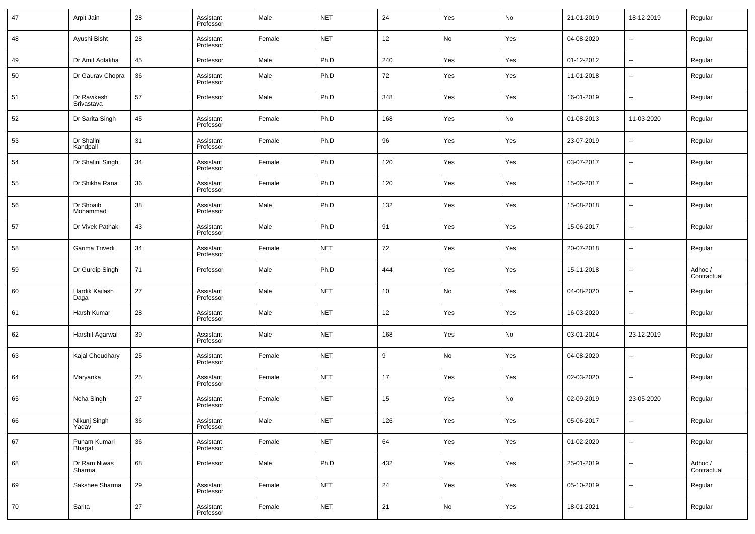| 47 | Arpit Jain | 28 | Assistant Professor | Male | NET | 24 | Yes | No | 21-01-2019 | 18-12-2019 | Regular |
|---|---|---|---|---|---|---|---|---|---|---|---|
| 48 | Ayushi Bisht | 28 | Assistant Professor | Female | NET | 12 | No | Yes | 04-08-2020 | -- | Regular |
| 49 | Dr Amit Adlakha | 45 | Professor | Male | Ph.D | 240 | Yes | Yes | 01-12-2012 | -- | Regular |
| 50 | Dr Gaurav Chopra | 36 | Assistant Professor | Male | Ph.D | 72 | Yes | Yes | 11-01-2018 | -- | Regular |
| 51 | Dr Ravikesh Srivastava | 57 | Professor | Male | Ph.D | 348 | Yes | Yes | 16-01-2019 | -- | Regular |
| 52 | Dr Sarita Singh | 45 | Assistant Professor | Female | Ph.D | 168 | Yes | No | 01-08-2013 | 11-03-2020 | Regular |
| 53 | Dr Shalini Kandpall | 31 | Assistant Professor | Female | Ph.D | 96 | Yes | Yes | 23-07-2019 | -- | Regular |
| 54 | Dr Shalini Singh | 34 | Assistant Professor | Female | Ph.D | 120 | Yes | Yes | 03-07-2017 | -- | Regular |
| 55 | Dr Shikha Rana | 36 | Assistant Professor | Female | Ph.D | 120 | Yes | Yes | 15-06-2017 | -- | Regular |
| 56 | Dr Shoaib Mohammad | 38 | Assistant Professor | Male | Ph.D | 132 | Yes | Yes | 15-08-2018 | -- | Regular |
| 57 | Dr Vivek Pathak | 43 | Assistant Professor | Male | Ph.D | 91 | Yes | Yes | 15-06-2017 | -- | Regular |
| 58 | Garima Trivedi | 34 | Assistant Professor | Female | NET | 72 | Yes | Yes | 20-07-2018 | -- | Regular |
| 59 | Dr Gurdip Singh | 71 | Professor | Male | Ph.D | 444 | Yes | Yes | 15-11-2018 | -- | Adhoc / Contractual |
| 60 | Hardik Kailash Daga | 27 | Assistant Professor | Male | NET | 10 | No | Yes | 04-08-2020 | -- | Regular |
| 61 | Harsh Kumar | 28 | Assistant Professor | Male | NET | 12 | Yes | Yes | 16-03-2020 | -- | Regular |
| 62 | Harshit Agarwal | 39 | Assistant Professor | Male | NET | 168 | Yes | No | 03-01-2014 | 23-12-2019 | Regular |
| 63 | Kajal Choudhary | 25 | Assistant Professor | Female | NET | 9 | No | Yes | 04-08-2020 | -- | Regular |
| 64 | Maryanka | 25 | Assistant Professor | Female | NET | 17 | Yes | Yes | 02-03-2020 | -- | Regular |
| 65 | Neha Singh | 27 | Assistant Professor | Female | NET | 15 | Yes | No | 02-09-2019 | 23-05-2020 | Regular |
| 66 | Nikunj Singh Yadav | 36 | Assistant Professor | Male | NET | 126 | Yes | Yes | 05-06-2017 | -- | Regular |
| 67 | Punam Kumari Bhagat | 36 | Assistant Professor | Female | NET | 64 | Yes | Yes | 01-02-2020 | -- | Regular |
| 68 | Dr Ram Niwas Sharma | 68 | Professor | Male | Ph.D | 432 | Yes | Yes | 25-01-2019 | -- | Adhoc / Contractual |
| 69 | Sakshee Sharma | 29 | Assistant Professor | Female | NET | 24 | Yes | Yes | 05-10-2019 | -- | Regular |
| 70 | Sarita | 27 | Assistant Professor | Female | NET | 21 | No | Yes | 18-01-2021 | -- | Regular |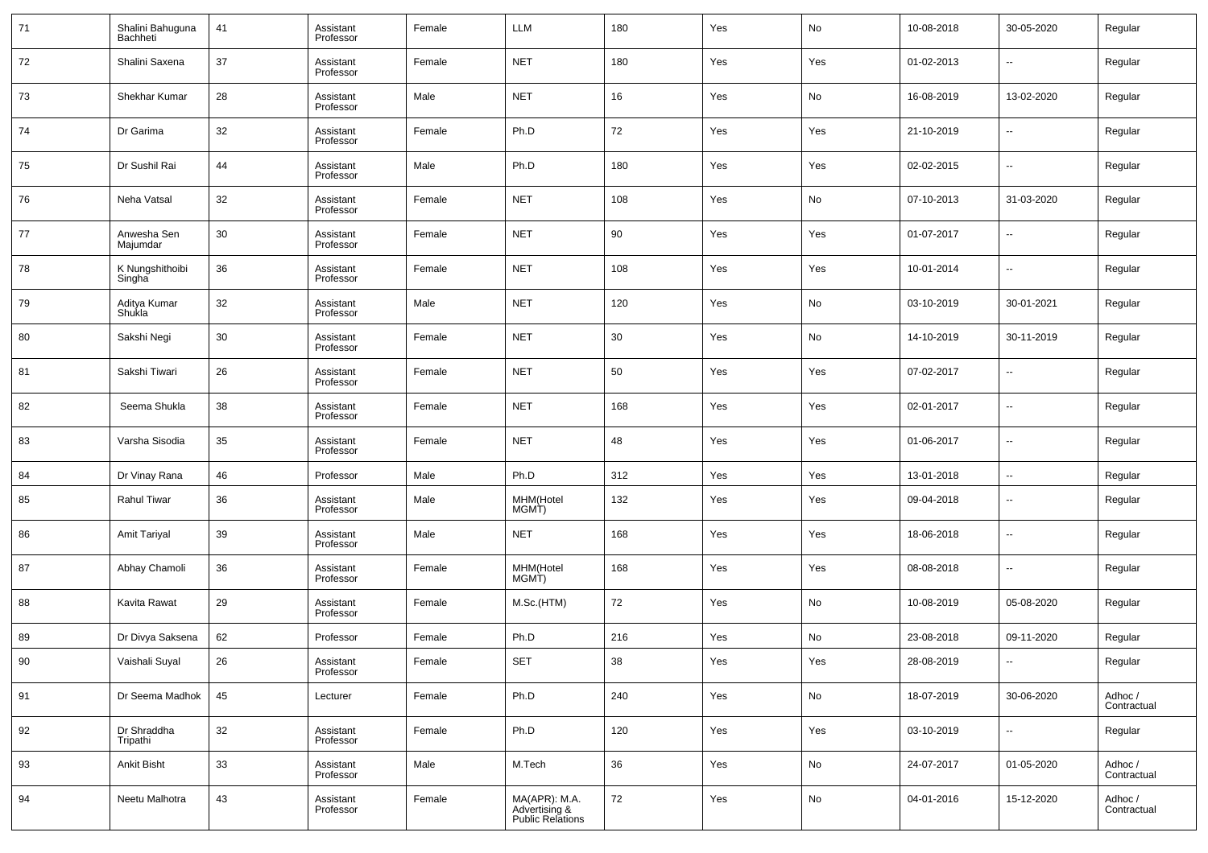| 71 | Shalini Bahuguna Bachheti | 41 | Assistant Professor | Female | LLM | 180 | Yes | No | 10-08-2018 | 30-05-2020 | Regular |
|---|---|---|---|---|---|---|---|---|---|---|---|
| 72 | Shalini Saxena | 37 | Assistant Professor | Female | NET | 180 | Yes | Yes | 01-02-2013 | -- | Regular |
| 73 | Shekhar Kumar | 28 | Assistant Professor | Male | NET | 16 | Yes | No | 16-08-2019 | 13-02-2020 | Regular |
| 74 | Dr Garima | 32 | Assistant Professor | Female | Ph.D | 72 | Yes | Yes | 21-10-2019 | -- | Regular |
| 75 | Dr Sushil Rai | 44 | Assistant Professor | Male | Ph.D | 180 | Yes | Yes | 02-02-2015 | -- | Regular |
| 76 | Neha Vatsal | 32 | Assistant Professor | Female | NET | 108 | Yes | No | 07-10-2013 | 31-03-2020 | Regular |
| 77 | Anwesha Sen Majumdar | 30 | Assistant Professor | Female | NET | 90 | Yes | Yes | 01-07-2017 | -- | Regular |
| 78 | K Nungshithoibi Singha | 36 | Assistant Professor | Female | NET | 108 | Yes | Yes | 10-01-2014 | -- | Regular |
| 79 | Aditya Kumar Shukla | 32 | Assistant Professor | Male | NET | 120 | Yes | No | 03-10-2019 | 30-01-2021 | Regular |
| 80 | Sakshi Negi | 30 | Assistant Professor | Female | NET | 30 | Yes | No | 14-10-2019 | 30-11-2019 | Regular |
| 81 | Sakshi Tiwari | 26 | Assistant Professor | Female | NET | 50 | Yes | Yes | 07-02-2017 | -- | Regular |
| 82 | Seema Shukla | 38 | Assistant Professor | Female | NET | 168 | Yes | Yes | 02-01-2017 | -- | Regular |
| 83 | Varsha Sisodia | 35 | Assistant Professor | Female | NET | 48 | Yes | Yes | 01-06-2017 | -- | Regular |
| 84 | Dr Vinay Rana | 46 | Professor | Male | Ph.D | 312 | Yes | Yes | 13-01-2018 | -- | Regular |
| 85 | Rahul Tiwar | 36 | Assistant Professor | Male | MHM(Hotel MGMT) | 132 | Yes | Yes | 09-04-2018 | -- | Regular |
| 86 | Amit Tariyal | 39 | Assistant Professor | Male | NET | 168 | Yes | Yes | 18-06-2018 | -- | Regular |
| 87 | Abhay Chamoli | 36 | Assistant Professor | Female | MHM(Hotel MGMT) | 168 | Yes | Yes | 08-08-2018 | -- | Regular |
| 88 | Kavita Rawat | 29 | Assistant Professor | Female | M.Sc.(HTM) | 72 | Yes | No | 10-08-2019 | 05-08-2020 | Regular |
| 89 | Dr Divya Saksena | 62 | Professor | Female | Ph.D | 216 | Yes | No | 23-08-2018 | 09-11-2020 | Regular |
| 90 | Vaishali Suyal | 26 | Assistant Professor | Female | SET | 38 | Yes | Yes | 28-08-2019 | -- | Regular |
| 91 | Dr Seema Madhok | 45 | Lecturer | Female | Ph.D | 240 | Yes | No | 18-07-2019 | 30-06-2020 | Adhoc / Contractual |
| 92 | Dr Shraddha Tripathi | 32 | Assistant Professor | Female | Ph.D | 120 | Yes | Yes | 03-10-2019 | -- | Regular |
| 93 | Ankit Bisht | 33 | Assistant Professor | Male | M.Tech | 36 | Yes | No | 24-07-2017 | 01-05-2020 | Adhoc / Contractual |
| 94 | Neetu Malhotra | 43 | Assistant Professor | Female | MA(APR): M.A. Advertising & Public Relations | 72 | Yes | No | 04-01-2016 | 15-12-2020 | Adhoc / Contractual |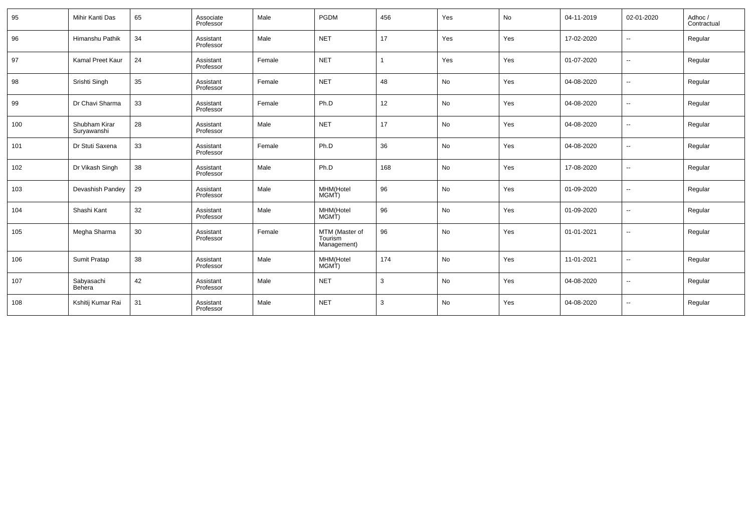| | | | | | | | | | | | |
|---|---|---|---|---|---|---|---|---|---|---|---|
| 95 | Mihir Kanti Das | 65 | Associate Professor | Male | PGDM | 456 | Yes | No | 04-11-2019 | 02-01-2020 | Adhoc / Contractual |
| 96 | Himanshu Pathik | 34 | Assistant Professor | Male | NET | 17 | Yes | Yes | 17-02-2020 | -- | Regular |
| 97 | Kamal Preet Kaur | 24 | Assistant Professor | Female | NET | 1 | Yes | Yes | 01-07-2020 | -- | Regular |
| 98 | Srishti Singh | 35 | Assistant Professor | Female | NET | 48 | No | Yes | 04-08-2020 | -- | Regular |
| 99 | Dr Chavi Sharma | 33 | Assistant Professor | Female | Ph.D | 12 | No | Yes | 04-08-2020 | -- | Regular |
| 100 | Shubham Kirar Suryawanshi | 28 | Assistant Professor | Male | NET | 17 | No | Yes | 04-08-2020 | -- | Regular |
| 101 | Dr Stuti Saxena | 33 | Assistant Professor | Female | Ph.D | 36 | No | Yes | 04-08-2020 | -- | Regular |
| 102 | Dr Vikash Singh | 38 | Assistant Professor | Male | Ph.D | 168 | No | Yes | 17-08-2020 | -- | Regular |
| 103 | Devashish Pandey | 29 | Assistant Professor | Male | MHM(Hotel MGMT) | 96 | No | Yes | 01-09-2020 | -- | Regular |
| 104 | Shashi Kant | 32 | Assistant Professor | Male | MHM(Hotel MGMT) | 96 | No | Yes | 01-09-2020 | -- | Regular |
| 105 | Megha Sharma | 30 | Assistant Professor | Female | MTM (Master of Tourism Management) | 96 | No | Yes | 01-01-2021 | -- | Regular |
| 106 | Sumit Pratap | 38 | Assistant Professor | Male | MHM(Hotel MGMT) | 174 | No | Yes | 11-01-2021 | -- | Regular |
| 107 | Sabyasachi Behera | 42 | Assistant Professor | Male | NET | 3 | No | Yes | 04-08-2020 | -- | Regular |
| 108 | Kshitij Kumar Rai | 31 | Assistant Professor | Male | NET | 3 | No | Yes | 04-08-2020 | -- | Regular |